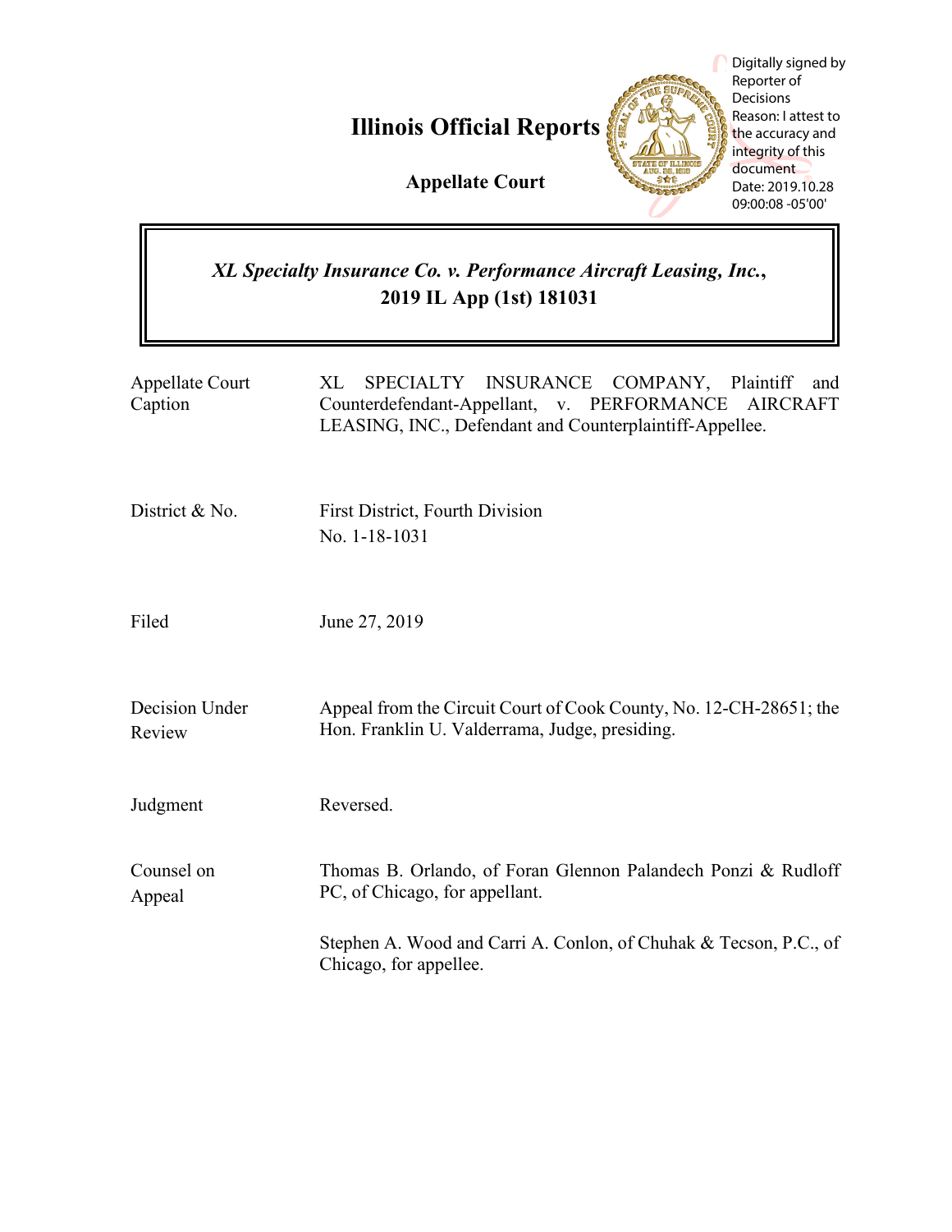# Illinois Official Reports

## Appellate Court

Digitally signed by Reporter of Decisions
Reason: I attest to the accuracy and integrity of this document
Date: 2019.10.28 09:00:08 -05'00'

***XL Specialty Insurance Co. v. Performance Aircraft Leasing, Inc.*, 2019 IL App (1st) 181031**

| | |
|---|---|
| Appellate Court Caption | XL SPECIALTY INSURANCE COMPANY, Plaintiff and Counterdefendant-Appellant, v. PERFORMANCE AIRCRAFT LEASING, INC., Defendant and Counterplaintiff-Appellee. |
| District & No. | First District, Fourth Division<br>No. 1-18-1031 |
| Filed | June 27, 2019 |
| Decision Under Review | Appeal from the Circuit Court of Cook County, No. 12-CH-28651; the Hon. Franklin U. Valderrama, Judge, presiding. |
| Judgment | Reversed. |
| Counsel on Appeal | Thomas B. Orlando, of Foran Glennon Palandech Ponzi & Rudloff PC, of Chicago, for appellant.<br><br>Stephen A. Wood and Carri A. Conlon, of Chuhak & Tecson, P.C., of Chicago, for appellee. |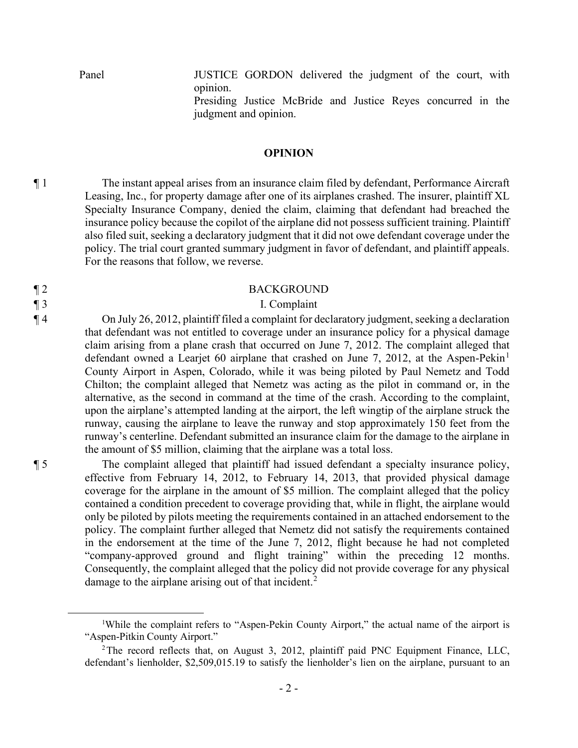Panel JUSTICE GORDON delivered the judgment of the court, with opinion.
Presiding Justice McBride and Justice Reyes concurred in the judgment and opinion.

## OPINION

¶ 1 The instant appeal arises from an insurance claim filed by defendant, Performance Aircraft Leasing, Inc., for property damage after one of its airplanes crashed. The insurer, plaintiff XL Specialty Insurance Company, denied the claim, claiming that defendant had breached the insurance policy because the copilot of the airplane did not possess sufficient training. Plaintiff also filed suit, seeking a declaratory judgment that it did not owe defendant coverage under the policy. The trial court granted summary judgment in favor of defendant, and plaintiff appeals. For the reasons that follow, we reverse.

¶ 2 BACKGROUND

¶ 3 I. Complaint

¶ 4 On July 26, 2012, plaintiff filed a complaint for declaratory judgment, seeking a declaration that defendant was not entitled to coverage under an insurance policy for a physical damage claim arising from a plane crash that occurred on June 7, 2012. The complaint alleged that defendant owned a Learjet 60 airplane that crashed on June 7, 2012, at the Aspen-Pekin[1] County Airport in Aspen, Colorado, while it was being piloted by Paul Nemetz and Todd Chilton; the complaint alleged that Nemetz was acting as the pilot in command or, in the alternative, as the second in command at the time of the crash. According to the complaint, upon the airplane's attempted landing at the airport, the left wingtip of the airplane struck the runway, causing the airplane to leave the runway and stop approximately 150 feet from the runway's centerline. Defendant submitted an insurance claim for the damage to the airplane in the amount of $5 million, claiming that the airplane was a total loss.

¶ 5 The complaint alleged that plaintiff had issued defendant a specialty insurance policy, effective from February 14, 2012, to February 14, 2013, that provided physical damage coverage for the airplane in the amount of $5 million. The complaint alleged that the policy contained a condition precedent to coverage providing that, while in flight, the airplane would only be piloted by pilots meeting the requirements contained in an attached endorsement to the policy. The complaint further alleged that Nemetz did not satisfy the requirements contained in the endorsement at the time of the June 7, 2012, flight because he had not completed "company-approved ground and flight training" within the preceding 12 months. Consequently, the complaint alleged that the policy did not provide coverage for any physical damage to the airplane arising out of that incident.[2]

---

[1]While the complaint refers to "Aspen-Pekin County Airport," the actual name of the airport is "Aspen-Pitkin County Airport."

[2]The record reflects that, on August 3, 2012, plaintiff paid PNC Equipment Finance, LLC, defendant's lienholder, $2,509,015.19 to satisfy the lienholder's lien on the airplane, pursuant to an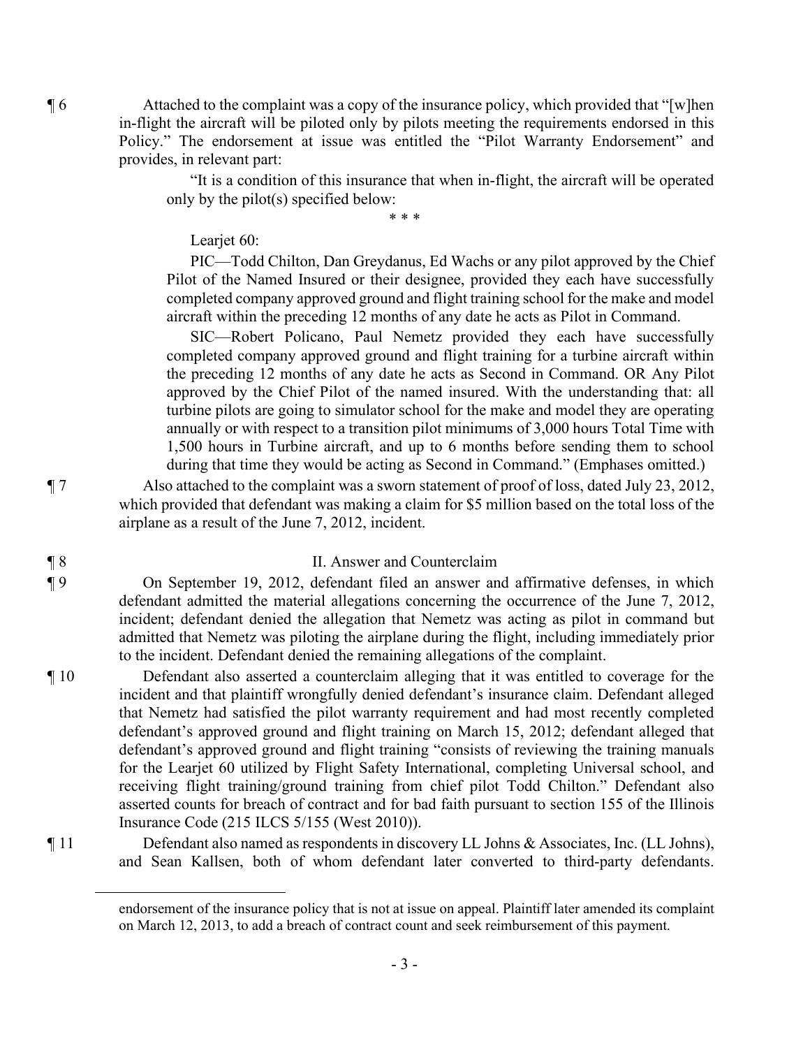¶ 6 Attached to the complaint was a copy of the insurance policy, which provided that "[w]hen in-flight the aircraft will be piloted only by pilots meeting the requirements endorsed in this Policy." The endorsement at issue was entitled the "Pilot Warranty Endorsement" and provides, in relevant part:

> "It is a condition of this insurance that when in-flight, the aircraft will be operated only by the pilot(s) specified below:
>
> \* \* \*
>
> Learjet 60:
>
> PIC—Todd Chilton, Dan Greydanus, Ed Wachs or any pilot approved by the Chief Pilot of the Named Insured or their designee, provided they each have successfully completed company approved ground and flight training school for the make and model aircraft within the preceding 12 months of any date he acts as Pilot in Command.
>
> SIC—Robert Policano, Paul Nemetz provided they each have successfully completed company approved ground and flight training for a turbine aircraft within the preceding 12 months of any date he acts as Second in Command. OR Any Pilot approved by the Chief Pilot of the named insured. With the understanding that: all turbine pilots are going to simulator school for the make and model they are operating annually or with respect to a transition pilot minimums of 3,000 hours Total Time with 1,500 hours in Turbine aircraft, and up to 6 months before sending them to school during that time they would be acting as Second in Command." (Emphases omitted.)

¶ 7 Also attached to the complaint was a sworn statement of proof of loss, dated July 23, 2012, which provided that defendant was making a claim for $5 million based on the total loss of the airplane as a result of the June 7, 2012, incident.

## ¶ 8 II. Answer and Counterclaim

¶ 9 On September 19, 2012, defendant filed an answer and affirmative defenses, in which defendant admitted the material allegations concerning the occurrence of the June 7, 2012, incident; defendant denied the allegation that Nemetz was acting as pilot in command but admitted that Nemetz was piloting the airplane during the flight, including immediately prior to the incident. Defendant denied the remaining allegations of the complaint.

¶ 10 Defendant also asserted a counterclaim alleging that it was entitled to coverage for the incident and that plaintiff wrongfully denied defendant's insurance claim. Defendant alleged that Nemetz had satisfied the pilot warranty requirement and had most recently completed defendant's approved ground and flight training on March 15, 2012; defendant alleged that defendant's approved ground and flight training "consists of reviewing the training manuals for the Learjet 60 utilized by Flight Safety International, completing Universal school, and receiving flight training/ground training from chief pilot Todd Chilton." Defendant also asserted counts for breach of contract and for bad faith pursuant to section 155 of the Illinois Insurance Code (215 ILCS 5/155 (West 2010)).

¶ 11 Defendant also named as respondents in discovery LL Johns & Associates, Inc. (LL Johns), and Sean Kallsen, both of whom defendant later converted to third-party defendants.

---

endorsement of the insurance policy that is not at issue on appeal. Plaintiff later amended its complaint on March 12, 2013, to add a breach of contract count and seek reimbursement of this payment.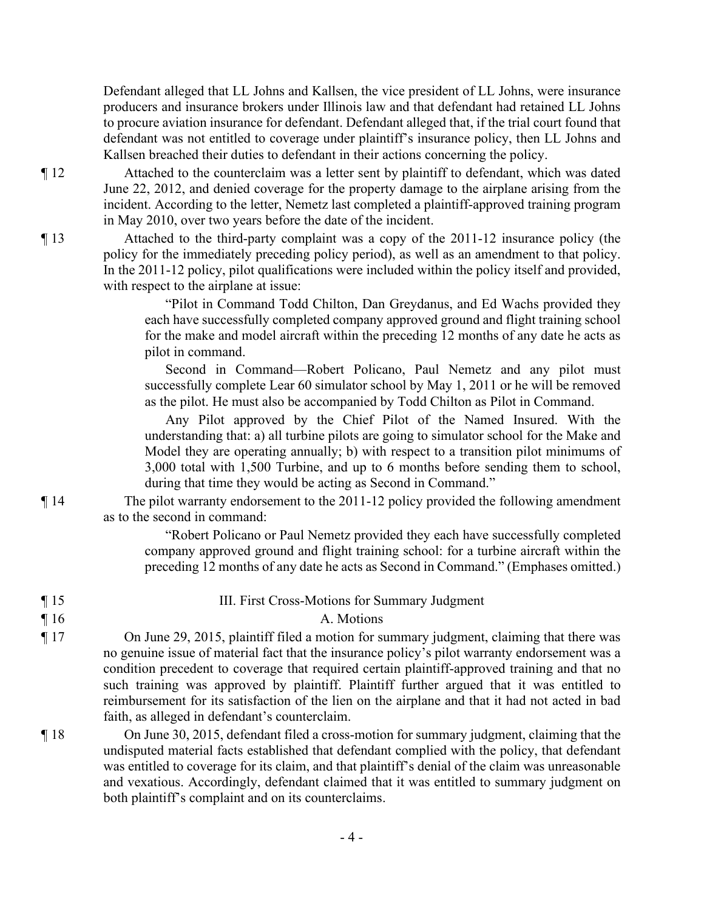Defendant alleged that LL Johns and Kallsen, the vice president of LL Johns, were insurance producers and insurance brokers under Illinois law and that defendant had retained LL Johns to procure aviation insurance for defendant. Defendant alleged that, if the trial court found that defendant was not entitled to coverage under plaintiff's insurance policy, then LL Johns and Kallsen breached their duties to defendant in their actions concerning the policy.

¶ 12 Attached to the counterclaim was a letter sent by plaintiff to defendant, which was dated June 22, 2012, and denied coverage for the property damage to the airplane arising from the incident. According to the letter, Nemetz last completed a plaintiff-approved training program in May 2010, over two years before the date of the incident.

¶ 13 Attached to the third-party complaint was a copy of the 2011-12 insurance policy (the policy for the immediately preceding policy period), as well as an amendment to that policy. In the 2011-12 policy, pilot qualifications were included within the policy itself and provided, with respect to the airplane at issue:

> "Pilot in Command Todd Chilton, Dan Greydanus, and Ed Wachs provided they each have successfully completed company approved ground and flight training school for the make and model aircraft within the preceding 12 months of any date he acts as pilot in command.
>
> Second in Command—Robert Policano, Paul Nemetz and any pilot must successfully complete Lear 60 simulator school by May 1, 2011 or he will be removed as the pilot. He must also be accompanied by Todd Chilton as Pilot in Command.
>
> Any Pilot approved by the Chief Pilot of the Named Insured. With the understanding that: a) all turbine pilots are going to simulator school for the Make and Model they are operating annually; b) with respect to a transition pilot minimums of 3,000 total with 1,500 Turbine, and up to 6 months before sending them to school, during that time they would be acting as Second in Command."

¶ 14 The pilot warranty endorsement to the 2011-12 policy provided the following amendment as to the second in command:

> "Robert Policano or Paul Nemetz provided they each have successfully completed company approved ground and flight training school: for a turbine aircraft within the preceding 12 months of any date he acts as Second in Command." (Emphases omitted.)

¶ 15 III. First Cross-Motions for Summary Judgment

¶ 16 A. Motions

¶ 17 On June 29, 2015, plaintiff filed a motion for summary judgment, claiming that there was no genuine issue of material fact that the insurance policy's pilot warranty endorsement was a condition precedent to coverage that required certain plaintiff-approved training and that no such training was approved by plaintiff. Plaintiff further argued that it was entitled to reimbursement for its satisfaction of the lien on the airplane and that it had not acted in bad faith, as alleged in defendant's counterclaim.

¶ 18 On June 30, 2015, defendant filed a cross-motion for summary judgment, claiming that the undisputed material facts established that defendant complied with the policy, that defendant was entitled to coverage for its claim, and that plaintiff's denial of the claim was unreasonable and vexatious. Accordingly, defendant claimed that it was entitled to summary judgment on both plaintiff's complaint and on its counterclaims.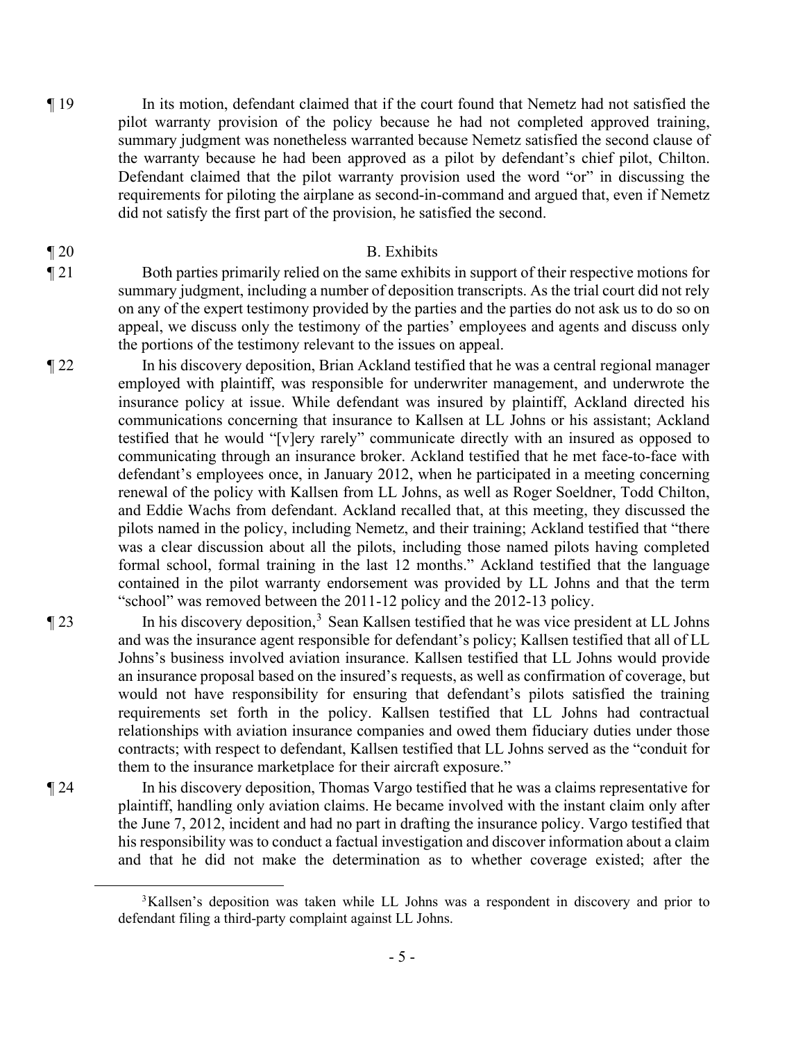¶ 19 In its motion, defendant claimed that if the court found that Nemetz had not satisfied the pilot warranty provision of the policy because he had not completed approved training, summary judgment was nonetheless warranted because Nemetz satisfied the second clause of the warranty because he had been approved as a pilot by defendant's chief pilot, Chilton. Defendant claimed that the pilot warranty provision used the word "or" in discussing the requirements for piloting the airplane as second-in-command and argued that, even if Nemetz did not satisfy the first part of the provision, he satisfied the second.

¶ 20 B. Exhibits

¶ 21 Both parties primarily relied on the same exhibits in support of their respective motions for summary judgment, including a number of deposition transcripts. As the trial court did not rely on any of the expert testimony provided by the parties and the parties do not ask us to do so on appeal, we discuss only the testimony of the parties' employees and agents and discuss only the portions of the testimony relevant to the issues on appeal.

¶ 22 In his discovery deposition, Brian Ackland testified that he was a central regional manager employed with plaintiff, was responsible for underwriter management, and underwrote the insurance policy at issue. While defendant was insured by plaintiff, Ackland directed his communications concerning that insurance to Kallsen at LL Johns or his assistant; Ackland testified that he would "[v]ery rarely" communicate directly with an insured as opposed to communicating through an insurance broker. Ackland testified that he met face-to-face with defendant's employees once, in January 2012, when he participated in a meeting concerning renewal of the policy with Kallsen from LL Johns, as well as Roger Soeldner, Todd Chilton, and Eddie Wachs from defendant. Ackland recalled that, at this meeting, they discussed the pilots named in the policy, including Nemetz, and their training; Ackland testified that "there was a clear discussion about all the pilots, including those named pilots having completed formal school, formal training in the last 12 months." Ackland testified that the language contained in the pilot warranty endorsement was provided by LL Johns and that the term "school" was removed between the 2011-12 policy and the 2012-13 policy.

¶ 23 In his discovery deposition,[3] Sean Kallsen testified that he was vice president at LL Johns and was the insurance agent responsible for defendant's policy; Kallsen testified that all of LL Johns's business involved aviation insurance. Kallsen testified that LL Johns would provide an insurance proposal based on the insured's requests, as well as confirmation of coverage, but would not have responsibility for ensuring that defendant's pilots satisfied the training requirements set forth in the policy. Kallsen testified that LL Johns had contractual relationships with aviation insurance companies and owed them fiduciary duties under those contracts; with respect to defendant, Kallsen testified that LL Johns served as the "conduit for them to the insurance marketplace for their aircraft exposure."

¶ 24 In his discovery deposition, Thomas Vargo testified that he was a claims representative for plaintiff, handling only aviation claims. He became involved with the instant claim only after the June 7, 2012, incident and had no part in drafting the insurance policy. Vargo testified that his responsibility was to conduct a factual investigation and discover information about a claim and that he did not make the determination as to whether coverage existed; after the

[3] Kallsen's deposition was taken while LL Johns was a respondent in discovery and prior to defendant filing a third-party complaint against LL Johns.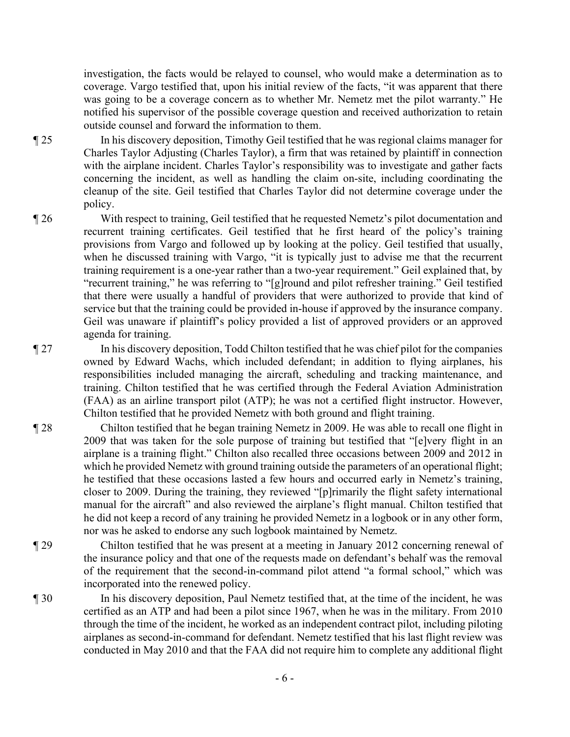investigation, the facts would be relayed to counsel, who would make a determination as to coverage. Vargo testified that, upon his initial review of the facts, "it was apparent that there was going to be a coverage concern as to whether Mr. Nemetz met the pilot warranty." He notified his supervisor of the possible coverage question and received authorization to retain outside counsel and forward the information to them.

¶ 25 In his discovery deposition, Timothy Geil testified that he was regional claims manager for Charles Taylor Adjusting (Charles Taylor), a firm that was retained by plaintiff in connection with the airplane incident. Charles Taylor's responsibility was to investigate and gather facts concerning the incident, as well as handling the claim on-site, including coordinating the cleanup of the site. Geil testified that Charles Taylor did not determine coverage under the policy.

¶ 26 With respect to training, Geil testified that he requested Nemetz's pilot documentation and recurrent training certificates. Geil testified that he first heard of the policy's training provisions from Vargo and followed up by looking at the policy. Geil testified that usually, when he discussed training with Vargo, "it is typically just to advise me that the recurrent training requirement is a one-year rather than a two-year requirement." Geil explained that, by "recurrent training," he was referring to "[g]round and pilot refresher training." Geil testified that there were usually a handful of providers that were authorized to provide that kind of service but that the training could be provided in-house if approved by the insurance company. Geil was unaware if plaintiff's policy provided a list of approved providers or an approved agenda for training.

¶ 27 In his discovery deposition, Todd Chilton testified that he was chief pilot for the companies owned by Edward Wachs, which included defendant; in addition to flying airplanes, his responsibilities included managing the aircraft, scheduling and tracking maintenance, and training. Chilton testified that he was certified through the Federal Aviation Administration (FAA) as an airline transport pilot (ATP); he was not a certified flight instructor. However, Chilton testified that he provided Nemetz with both ground and flight training.

¶ 28 Chilton testified that he began training Nemetz in 2009. He was able to recall one flight in 2009 that was taken for the sole purpose of training but testified that "[e]very flight in an airplane is a training flight." Chilton also recalled three occasions between 2009 and 2012 in which he provided Nemetz with ground training outside the parameters of an operational flight; he testified that these occasions lasted a few hours and occurred early in Nemetz's training, closer to 2009. During the training, they reviewed "[p]rimarily the flight safety international manual for the aircraft" and also reviewed the airplane's flight manual. Chilton testified that he did not keep a record of any training he provided Nemetz in a logbook or in any other form, nor was he asked to endorse any such logbook maintained by Nemetz.

¶ 29 Chilton testified that he was present at a meeting in January 2012 concerning renewal of the insurance policy and that one of the requests made on defendant's behalf was the removal of the requirement that the second-in-command pilot attend "a formal school," which was incorporated into the renewed policy.

¶ 30 In his discovery deposition, Paul Nemetz testified that, at the time of the incident, he was certified as an ATP and had been a pilot since 1967, when he was in the military. From 2010 through the time of the incident, he worked as an independent contract pilot, including piloting airplanes as second-in-command for defendant. Nemetz testified that his last flight review was conducted in May 2010 and that the FAA did not require him to complete any additional flight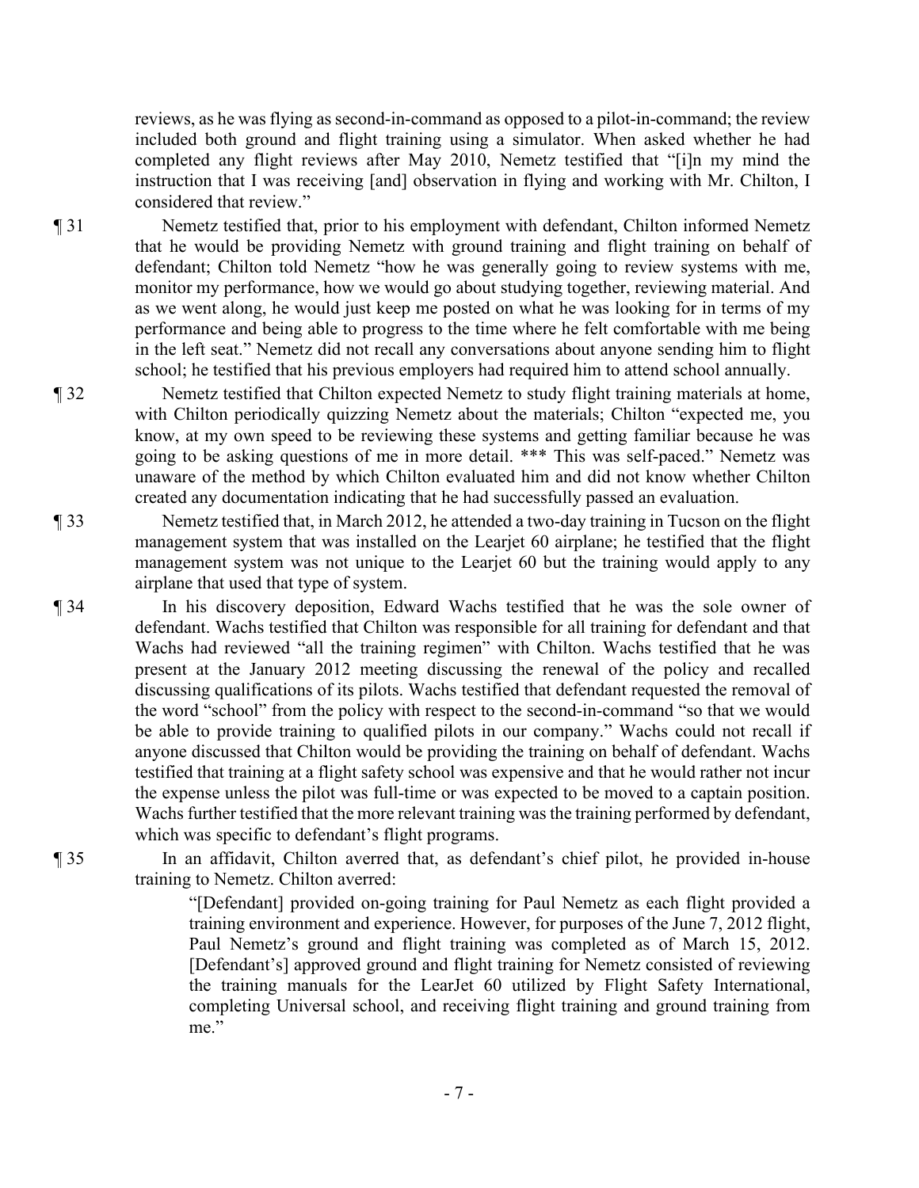reviews, as he was flying as second-in-command as opposed to a pilot-in-command; the review included both ground and flight training using a simulator. When asked whether he had completed any flight reviews after May 2010, Nemetz testified that "[i]n my mind the instruction that I was receiving [and] observation in flying and working with Mr. Chilton, I considered that review."

¶ 31 Nemetz testified that, prior to his employment with defendant, Chilton informed Nemetz that he would be providing Nemetz with ground training and flight training on behalf of defendant; Chilton told Nemetz "how he was generally going to review systems with me, monitor my performance, how we would go about studying together, reviewing material. And as we went along, he would just keep me posted on what he was looking for in terms of my performance and being able to progress to the time where he felt comfortable with me being in the left seat." Nemetz did not recall any conversations about anyone sending him to flight school; he testified that his previous employers had required him to attend school annually.

¶ 32 Nemetz testified that Chilton expected Nemetz to study flight training materials at home, with Chilton periodically quizzing Nemetz about the materials; Chilton "expected me, you know, at my own speed to be reviewing these systems and getting familiar because he was going to be asking questions of me in more detail. *** This was self-paced." Nemetz was unaware of the method by which Chilton evaluated him and did not know whether Chilton created any documentation indicating that he had successfully passed an evaluation.

¶ 33 Nemetz testified that, in March 2012, he attended a two-day training in Tucson on the flight management system that was installed on the Learjet 60 airplane; he testified that the flight management system was not unique to the Learjet 60 but the training would apply to any airplane that used that type of system.

¶ 34 In his discovery deposition, Edward Wachs testified that he was the sole owner of defendant. Wachs testified that Chilton was responsible for all training for defendant and that Wachs had reviewed "all the training regimen" with Chilton. Wachs testified that he was present at the January 2012 meeting discussing the renewal of the policy and recalled discussing qualifications of its pilots. Wachs testified that defendant requested the removal of the word "school" from the policy with respect to the second-in-command "so that we would be able to provide training to qualified pilots in our company." Wachs could not recall if anyone discussed that Chilton would be providing the training on behalf of defendant. Wachs testified that training at a flight safety school was expensive and that he would rather not incur the expense unless the pilot was full-time or was expected to be moved to a captain position. Wachs further testified that the more relevant training was the training performed by defendant, which was specific to defendant's flight programs.

¶ 35 In an affidavit, Chilton averred that, as defendant's chief pilot, he provided in-house training to Nemetz. Chilton averred:

> "[Defendant] provided on-going training for Paul Nemetz as each flight provided a training environment and experience. However, for purposes of the June 7, 2012 flight, Paul Nemetz's ground and flight training was completed as of March 15, 2012. [Defendant's] approved ground and flight training for Nemetz consisted of reviewing the training manuals for the LearJet 60 utilized by Flight Safety International, completing Universal school, and receiving flight training and ground training from me."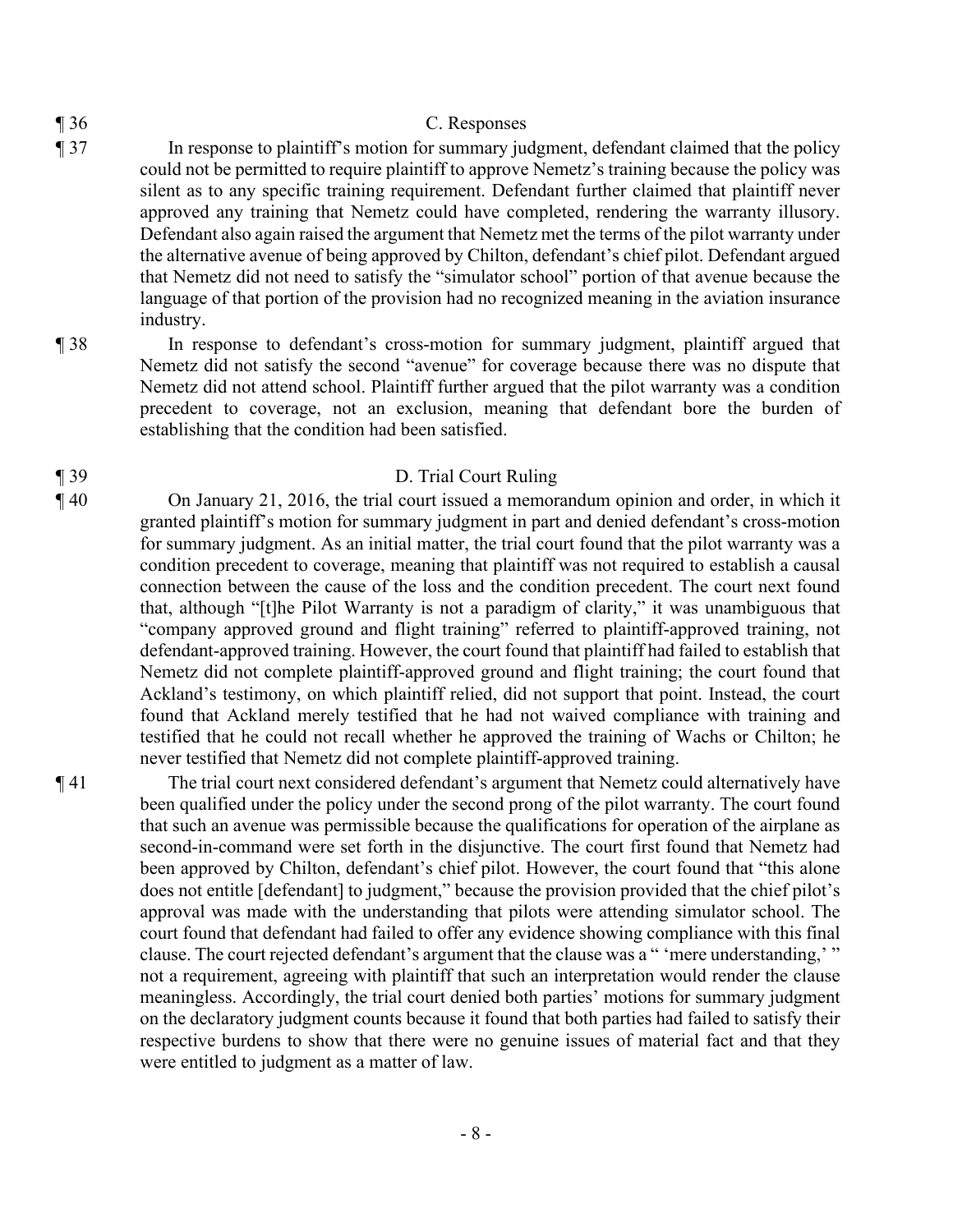¶ 36 C. Responses

¶ 37 In response to plaintiff's motion for summary judgment, defendant claimed that the policy could not be permitted to require plaintiff to approve Nemetz's training because the policy was silent as to any specific training requirement. Defendant further claimed that plaintiff never approved any training that Nemetz could have completed, rendering the warranty illusory. Defendant also again raised the argument that Nemetz met the terms of the pilot warranty under the alternative avenue of being approved by Chilton, defendant's chief pilot. Defendant argued that Nemetz did not need to satisfy the "simulator school" portion of that avenue because the language of that portion of the provision had no recognized meaning in the aviation insurance industry.

¶ 38 In response to defendant's cross-motion for summary judgment, plaintiff argued that Nemetz did not satisfy the second "avenue" for coverage because there was no dispute that Nemetz did not attend school. Plaintiff further argued that the pilot warranty was a condition precedent to coverage, not an exclusion, meaning that defendant bore the burden of establishing that the condition had been satisfied.

¶ 39 D. Trial Court Ruling

¶ 40 On January 21, 2016, the trial court issued a memorandum opinion and order, in which it granted plaintiff's motion for summary judgment in part and denied defendant's cross-motion for summary judgment. As an initial matter, the trial court found that the pilot warranty was a condition precedent to coverage, meaning that plaintiff was not required to establish a causal connection between the cause of the loss and the condition precedent. The court next found that, although "[t]he Pilot Warranty is not a paradigm of clarity," it was unambiguous that "company approved ground and flight training" referred to plaintiff-approved training, not defendant-approved training. However, the court found that plaintiff had failed to establish that Nemetz did not complete plaintiff-approved ground and flight training; the court found that Ackland's testimony, on which plaintiff relied, did not support that point. Instead, the court found that Ackland merely testified that he had not waived compliance with training and testified that he could not recall whether he approved the training of Wachs or Chilton; he never testified that Nemetz did not complete plaintiff-approved training.

¶ 41 The trial court next considered defendant's argument that Nemetz could alternatively have been qualified under the policy under the second prong of the pilot warranty. The court found that such an avenue was permissible because the qualifications for operation of the airplane as second-in-command were set forth in the disjunctive. The court first found that Nemetz had been approved by Chilton, defendant's chief pilot. However, the court found that "this alone does not entitle [defendant] to judgment," because the provision provided that the chief pilot's approval was made with the understanding that pilots were attending simulator school. The court found that defendant had failed to offer any evidence showing compliance with this final clause. The court rejected defendant's argument that the clause was a " 'mere understanding,' " not a requirement, agreeing with plaintiff that such an interpretation would render the clause meaningless. Accordingly, the trial court denied both parties' motions for summary judgment on the declaratory judgment counts because it found that both parties had failed to satisfy their respective burdens to show that there were no genuine issues of material fact and that they were entitled to judgment as a matter of law.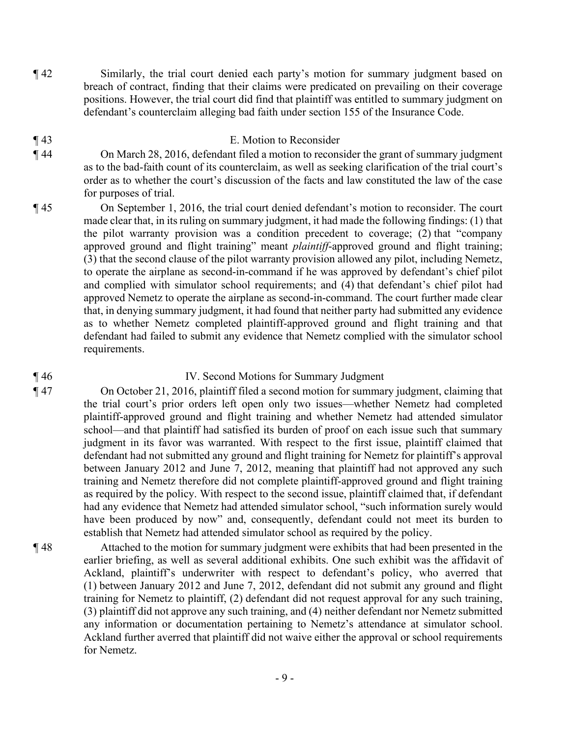¶ 42 Similarly, the trial court denied each party's motion for summary judgment based on breach of contract, finding that their claims were predicated on prevailing on their coverage positions. However, the trial court did find that plaintiff was entitled to summary judgment on defendant's counterclaim alleging bad faith under section 155 of the Insurance Code.

## ¶ 43 E. Motion to Reconsider

¶ 44 On March 28, 2016, defendant filed a motion to reconsider the grant of summary judgment as to the bad-faith count of its counterclaim, as well as seeking clarification of the trial court's order as to whether the court's discussion of the facts and law constituted the law of the case for purposes of trial.

¶ 45 On September 1, 2016, the trial court denied defendant's motion to reconsider. The court made clear that, in its ruling on summary judgment, it had made the following findings: (1) that the pilot warranty provision was a condition precedent to coverage; (2) that "company approved ground and flight training" meant *plaintiff*-approved ground and flight training; (3) that the second clause of the pilot warranty provision allowed any pilot, including Nemetz, to operate the airplane as second-in-command if he was approved by defendant's chief pilot and complied with simulator school requirements; and (4) that defendant's chief pilot had approved Nemetz to operate the airplane as second-in-command. The court further made clear that, in denying summary judgment, it had found that neither party had submitted any evidence as to whether Nemetz completed plaintiff-approved ground and flight training and that defendant had failed to submit any evidence that Nemetz complied with the simulator school requirements.

## ¶ 46 IV. Second Motions for Summary Judgment

¶ 47 On October 21, 2016, plaintiff filed a second motion for summary judgment, claiming that the trial court's prior orders left open only two issues—whether Nemetz had completed plaintiff-approved ground and flight training and whether Nemetz had attended simulator school—and that plaintiff had satisfied its burden of proof on each issue such that summary judgment in its favor was warranted. With respect to the first issue, plaintiff claimed that defendant had not submitted any ground and flight training for Nemetz for plaintiff's approval between January 2012 and June 7, 2012, meaning that plaintiff had not approved any such training and Nemetz therefore did not complete plaintiff-approved ground and flight training as required by the policy. With respect to the second issue, plaintiff claimed that, if defendant had any evidence that Nemetz had attended simulator school, "such information surely would have been produced by now" and, consequently, defendant could not meet its burden to establish that Nemetz had attended simulator school as required by the policy.

¶ 48 Attached to the motion for summary judgment were exhibits that had been presented in the earlier briefing, as well as several additional exhibits. One such exhibit was the affidavit of Ackland, plaintiff's underwriter with respect to defendant's policy, who averred that (1) between January 2012 and June 7, 2012, defendant did not submit any ground and flight training for Nemetz to plaintiff, (2) defendant did not request approval for any such training, (3) plaintiff did not approve any such training, and (4) neither defendant nor Nemetz submitted any information or documentation pertaining to Nemetz's attendance at simulator school. Ackland further averred that plaintiff did not waive either the approval or school requirements for Nemetz.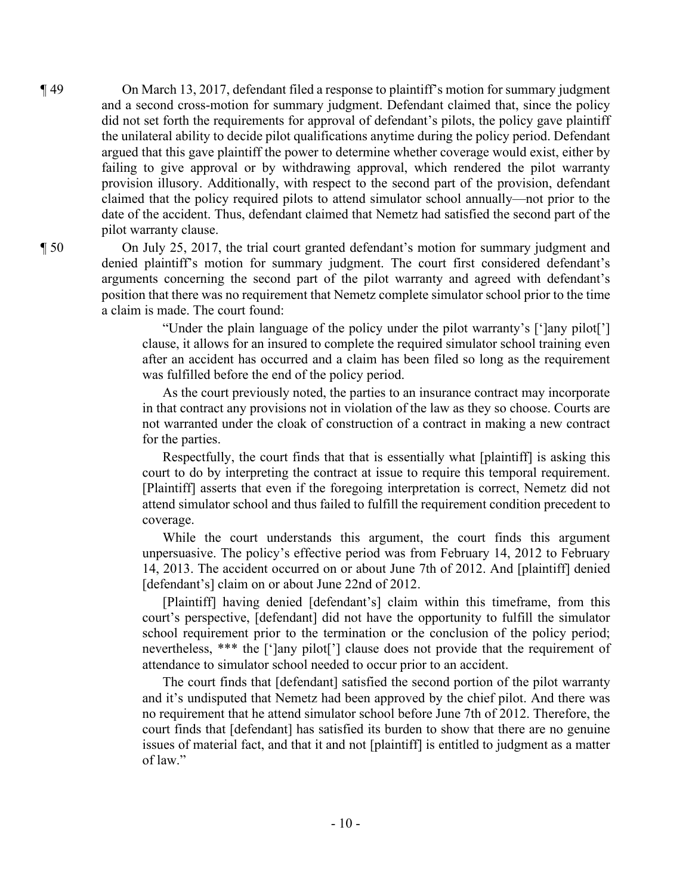¶ 49 On March 13, 2017, defendant filed a response to plaintiff's motion for summary judgment and a second cross-motion for summary judgment. Defendant claimed that, since the policy did not set forth the requirements for approval of defendant's pilots, the policy gave plaintiff the unilateral ability to decide pilot qualifications anytime during the policy period. Defendant argued that this gave plaintiff the power to determine whether coverage would exist, either by failing to give approval or by withdrawing approval, which rendered the pilot warranty provision illusory. Additionally, with respect to the second part of the provision, defendant claimed that the policy required pilots to attend simulator school annually—not prior to the date of the accident. Thus, defendant claimed that Nemetz had satisfied the second part of the pilot warranty clause.

¶ 50 On July 25, 2017, the trial court granted defendant's motion for summary judgment and denied plaintiff's motion for summary judgment. The court first considered defendant's arguments concerning the second part of the pilot warranty and agreed with defendant's position that there was no requirement that Nemetz complete simulator school prior to the time a claim is made. The court found:

> "Under the plain language of the policy under the pilot warranty's [']any pilot['] clause, it allows for an insured to complete the required simulator school training even after an accident has occurred and a claim has been filed so long as the requirement was fulfilled before the end of the policy period.
>
> As the court previously noted, the parties to an insurance contract may incorporate in that contract any provisions not in violation of the law as they so choose. Courts are not warranted under the cloak of construction of a contract in making a new contract for the parties.
>
> Respectfully, the court finds that that is essentially what [plaintiff] is asking this court to do by interpreting the contract at issue to require this temporal requirement. [Plaintiff] asserts that even if the foregoing interpretation is correct, Nemetz did not attend simulator school and thus failed to fulfill the requirement condition precedent to coverage.
>
> While the court understands this argument, the court finds this argument unpersuasive. The policy's effective period was from February 14, 2012 to February 14, 2013. The accident occurred on or about June 7th of 2012. And [plaintiff] denied [defendant's] claim on or about June 22nd of 2012.
>
> [Plaintiff] having denied [defendant's] claim within this timeframe, from this court's perspective, [defendant] did not have the opportunity to fulfill the simulator school requirement prior to the termination or the conclusion of the policy period; nevertheless, *** the [']any pilot['] clause does not provide that the requirement of attendance to simulator school needed to occur prior to an accident.
>
> The court finds that [defendant] satisfied the second portion of the pilot warranty and it's undisputed that Nemetz had been approved by the chief pilot. And there was no requirement that he attend simulator school before June 7th of 2012. Therefore, the court finds that [defendant] has satisfied its burden to show that there are no genuine issues of material fact, and that it and not [plaintiff] is entitled to judgment as a matter of law."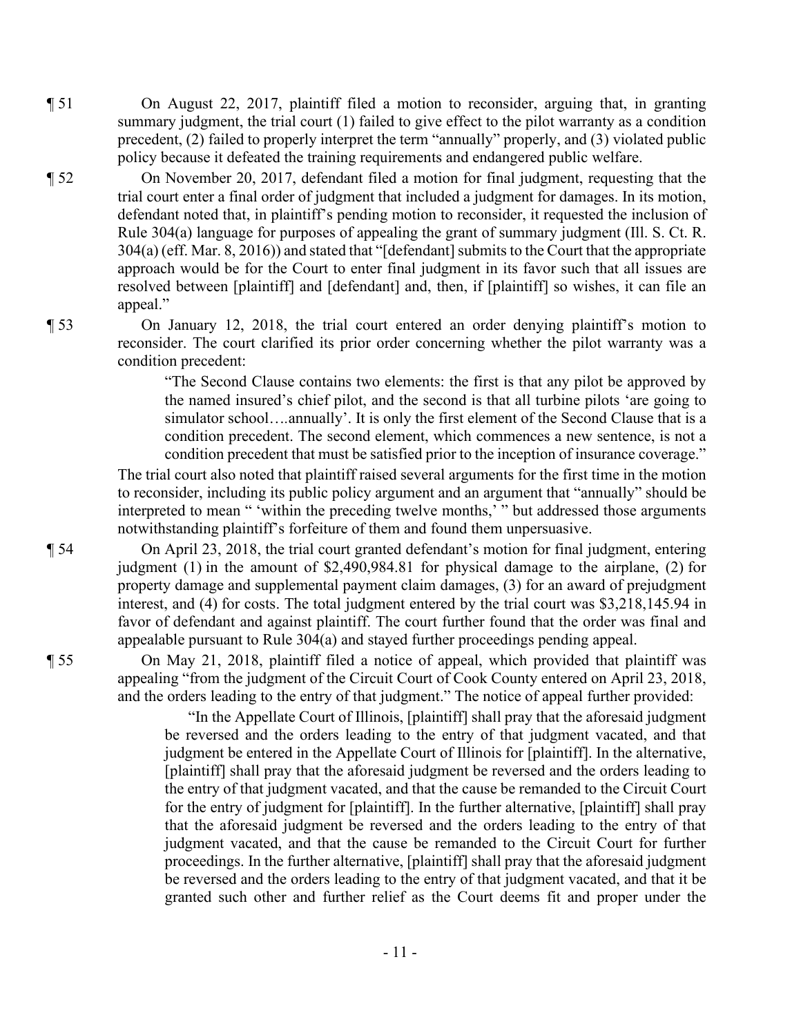¶ 51 On August 22, 2017, plaintiff filed a motion to reconsider, arguing that, in granting summary judgment, the trial court (1) failed to give effect to the pilot warranty as a condition precedent, (2) failed to properly interpret the term "annually" properly, and (3) violated public policy because it defeated the training requirements and endangered public welfare.

¶ 52 On November 20, 2017, defendant filed a motion for final judgment, requesting that the trial court enter a final order of judgment that included a judgment for damages. In its motion, defendant noted that, in plaintiff's pending motion to reconsider, it requested the inclusion of Rule 304(a) language for purposes of appealing the grant of summary judgment (Ill. S. Ct. R. 304(a) (eff. Mar. 8, 2016)) and stated that "[defendant] submits to the Court that the appropriate approach would be for the Court to enter final judgment in its favor such that all issues are resolved between [plaintiff] and [defendant] and, then, if [plaintiff] so wishes, it can file an appeal."

¶ 53 On January 12, 2018, the trial court entered an order denying plaintiff's motion to reconsider. The court clarified its prior order concerning whether the pilot warranty was a condition precedent:

> "The Second Clause contains two elements: the first is that any pilot be approved by the named insured's chief pilot, and the second is that all turbine pilots 'are going to simulator school….annually'. It is only the first element of the Second Clause that is a condition precedent. The second element, which commences a new sentence, is not a condition precedent that must be satisfied prior to the inception of insurance coverage."

The trial court also noted that plaintiff raised several arguments for the first time in the motion to reconsider, including its public policy argument and an argument that "annually" should be interpreted to mean " 'within the preceding twelve months,' " but addressed those arguments notwithstanding plaintiff's forfeiture of them and found them unpersuasive.

¶ 54 On April 23, 2018, the trial court granted defendant's motion for final judgment, entering judgment (1) in the amount of $2,490,984.81 for physical damage to the airplane, (2) for property damage and supplemental payment claim damages, (3) for an award of prejudgment interest, and (4) for costs. The total judgment entered by the trial court was $3,218,145.94 in favor of defendant and against plaintiff. The court further found that the order was final and appealable pursuant to Rule 304(a) and stayed further proceedings pending appeal.

¶ 55 On May 21, 2018, plaintiff filed a notice of appeal, which provided that plaintiff was appealing "from the judgment of the Circuit Court of Cook County entered on April 23, 2018, and the orders leading to the entry of that judgment." The notice of appeal further provided:

> "In the Appellate Court of Illinois, [plaintiff] shall pray that the aforesaid judgment be reversed and the orders leading to the entry of that judgment vacated, and that judgment be entered in the Appellate Court of Illinois for [plaintiff]. In the alternative, [plaintiff] shall pray that the aforesaid judgment be reversed and the orders leading to the entry of that judgment vacated, and that the cause be remanded to the Circuit Court for the entry of judgment for [plaintiff]. In the further alternative, [plaintiff] shall pray that the aforesaid judgment be reversed and the orders leading to the entry of that judgment vacated, and that the cause be remanded to the Circuit Court for further proceedings. In the further alternative, [plaintiff] shall pray that the aforesaid judgment be reversed and the orders leading to the entry of that judgment vacated, and that it be granted such other and further relief as the Court deems fit and proper under the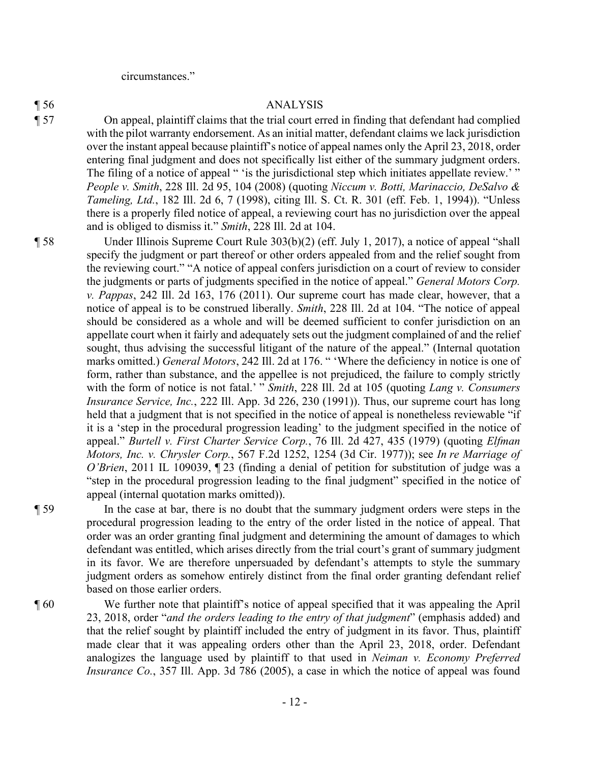circumstances."

¶ 56 ANALYSIS

¶ 57 On appeal, plaintiff claims that the trial court erred in finding that defendant had complied with the pilot warranty endorsement. As an initial matter, defendant claims we lack jurisdiction over the instant appeal because plaintiff's notice of appeal names only the April 23, 2018, order entering final judgment and does not specifically list either of the summary judgment orders. The filing of a notice of appeal " 'is the jurisdictional step which initiates appellate review.' " *People v. Smith*, 228 Ill. 2d 95, 104 (2008) (quoting *Niccum v. Botti, Marinaccio, DeSalvo & Tameling, Ltd.*, 182 Ill. 2d 6, 7 (1998), citing Ill. S. Ct. R. 301 (eff. Feb. 1, 1994)). "Unless there is a properly filed notice of appeal, a reviewing court has no jurisdiction over the appeal and is obliged to dismiss it." *Smith*, 228 Ill. 2d at 104.

¶ 58 Under Illinois Supreme Court Rule 303(b)(2) (eff. July 1, 2017), a notice of appeal "shall specify the judgment or part thereof or other orders appealed from and the relief sought from the reviewing court." "A notice of appeal confers jurisdiction on a court of review to consider the judgments or parts of judgments specified in the notice of appeal." *General Motors Corp. v. Pappas*, 242 Ill. 2d 163, 176 (2011). Our supreme court has made clear, however, that a notice of appeal is to be construed liberally. *Smith*, 228 Ill. 2d at 104. "The notice of appeal should be considered as a whole and will be deemed sufficient to confer jurisdiction on an appellate court when it fairly and adequately sets out the judgment complained of and the relief sought, thus advising the successful litigant of the nature of the appeal." (Internal quotation marks omitted.) *General Motors*, 242 Ill. 2d at 176. " 'Where the deficiency in notice is one of form, rather than substance, and the appellee is not prejudiced, the failure to comply strictly with the form of notice is not fatal.' " *Smith*, 228 Ill. 2d at 105 (quoting *Lang v. Consumers Insurance Service, Inc.*, 222 Ill. App. 3d 226, 230 (1991)). Thus, our supreme court has long held that a judgment that is not specified in the notice of appeal is nonetheless reviewable "if it is a 'step in the procedural progression leading' to the judgment specified in the notice of appeal." *Burtell v. First Charter Service Corp.*, 76 Ill. 2d 427, 435 (1979) (quoting *Elfman Motors, Inc. v. Chrysler Corp.*, 567 F.2d 1252, 1254 (3d Cir. 1977)); see *In re Marriage of O'Brien*, 2011 IL 109039, ¶ 23 (finding a denial of petition for substitution of judge was a "step in the procedural progression leading to the final judgment" specified in the notice of appeal (internal quotation marks omitted)).

¶ 59 In the case at bar, there is no doubt that the summary judgment orders were steps in the procedural progression leading to the entry of the order listed in the notice of appeal. That order was an order granting final judgment and determining the amount of damages to which defendant was entitled, which arises directly from the trial court's grant of summary judgment in its favor. We are therefore unpersuaded by defendant's attempts to style the summary judgment orders as somehow entirely distinct from the final order granting defendant relief based on those earlier orders.

¶ 60 We further note that plaintiff's notice of appeal specified that it was appealing the April 23, 2018, order "*and the orders leading to the entry of that judgment*" (emphasis added) and that the relief sought by plaintiff included the entry of judgment in its favor. Thus, plaintiff made clear that it was appealing orders other than the April 23, 2018, order. Defendant analogizes the language used by plaintiff to that used in *Neiman v. Economy Preferred Insurance Co.*, 357 Ill. App. 3d 786 (2005), a case in which the notice of appeal was found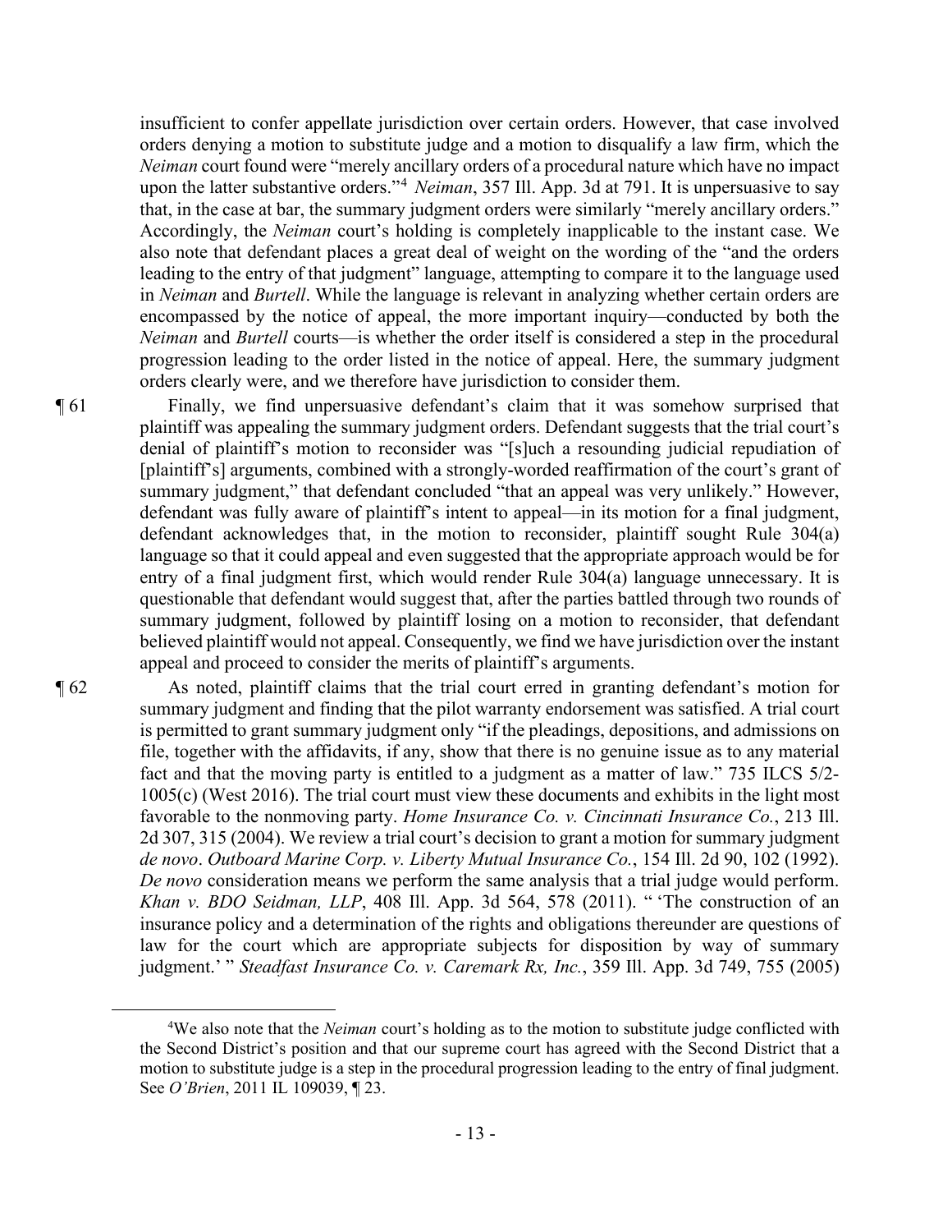insufficient to confer appellate jurisdiction over certain orders. However, that case involved orders denying a motion to substitute judge and a motion to disqualify a law firm, which the *Neiman* court found were "merely ancillary orders of a procedural nature which have no impact upon the latter substantive orders."[4] *Neiman*, 357 Ill. App. 3d at 791. It is unpersuasive to say that, in the case at bar, the summary judgment orders were similarly "merely ancillary orders." Accordingly, the *Neiman* court's holding is completely inapplicable to the instant case. We also note that defendant places a great deal of weight on the wording of the "and the orders leading to the entry of that judgment" language, attempting to compare it to the language used in *Neiman* and *Burtell*. While the language is relevant in analyzing whether certain orders are encompassed by the notice of appeal, the more important inquiry—conducted by both the *Neiman* and *Burtell* courts—is whether the order itself is considered a step in the procedural progression leading to the order listed in the notice of appeal. Here, the summary judgment orders clearly were, and we therefore have jurisdiction to consider them.

¶ 61 Finally, we find unpersuasive defendant's claim that it was somehow surprised that plaintiff was appealing the summary judgment orders. Defendant suggests that the trial court's denial of plaintiff's motion to reconsider was "[s]uch a resounding judicial repudiation of [plaintiff's] arguments, combined with a strongly-worded reaffirmation of the court's grant of summary judgment," that defendant concluded "that an appeal was very unlikely." However, defendant was fully aware of plaintiff's intent to appeal—in its motion for a final judgment, defendant acknowledges that, in the motion to reconsider, plaintiff sought Rule 304(a) language so that it could appeal and even suggested that the appropriate approach would be for entry of a final judgment first, which would render Rule 304(a) language unnecessary. It is questionable that defendant would suggest that, after the parties battled through two rounds of summary judgment, followed by plaintiff losing on a motion to reconsider, that defendant believed plaintiff would not appeal. Consequently, we find we have jurisdiction over the instant appeal and proceed to consider the merits of plaintiff's arguments.

¶ 62 As noted, plaintiff claims that the trial court erred in granting defendant's motion for summary judgment and finding that the pilot warranty endorsement was satisfied. A trial court is permitted to grant summary judgment only "if the pleadings, depositions, and admissions on file, together with the affidavits, if any, show that there is no genuine issue as to any material fact and that the moving party is entitled to a judgment as a matter of law." 735 ILCS 5/2-1005(c) (West 2016). The trial court must view these documents and exhibits in the light most favorable to the nonmoving party. *Home Insurance Co. v. Cincinnati Insurance Co.*, 213 Ill. 2d 307, 315 (2004). We review a trial court's decision to grant a motion for summary judgment *de novo*. *Outboard Marine Corp. v. Liberty Mutual Insurance Co.*, 154 Ill. 2d 90, 102 (1992). *De novo* consideration means we perform the same analysis that a trial judge would perform. *Khan v. BDO Seidman, LLP*, 408 Ill. App. 3d 564, 578 (2011). " 'The construction of an insurance policy and a determination of the rights and obligations thereunder are questions of law for the court which are appropriate subjects for disposition by way of summary judgment.' " *Steadfast Insurance Co. v. Caremark Rx, Inc.*, 359 Ill. App. 3d 749, 755 (2005)

---

[4]We also note that the *Neiman* court's holding as to the motion to substitute judge conflicted with the Second District's position and that our supreme court has agreed with the Second District that a motion to substitute judge is a step in the procedural progression leading to the entry of final judgment. See *O'Brien*, 2011 IL 109039, ¶ 23.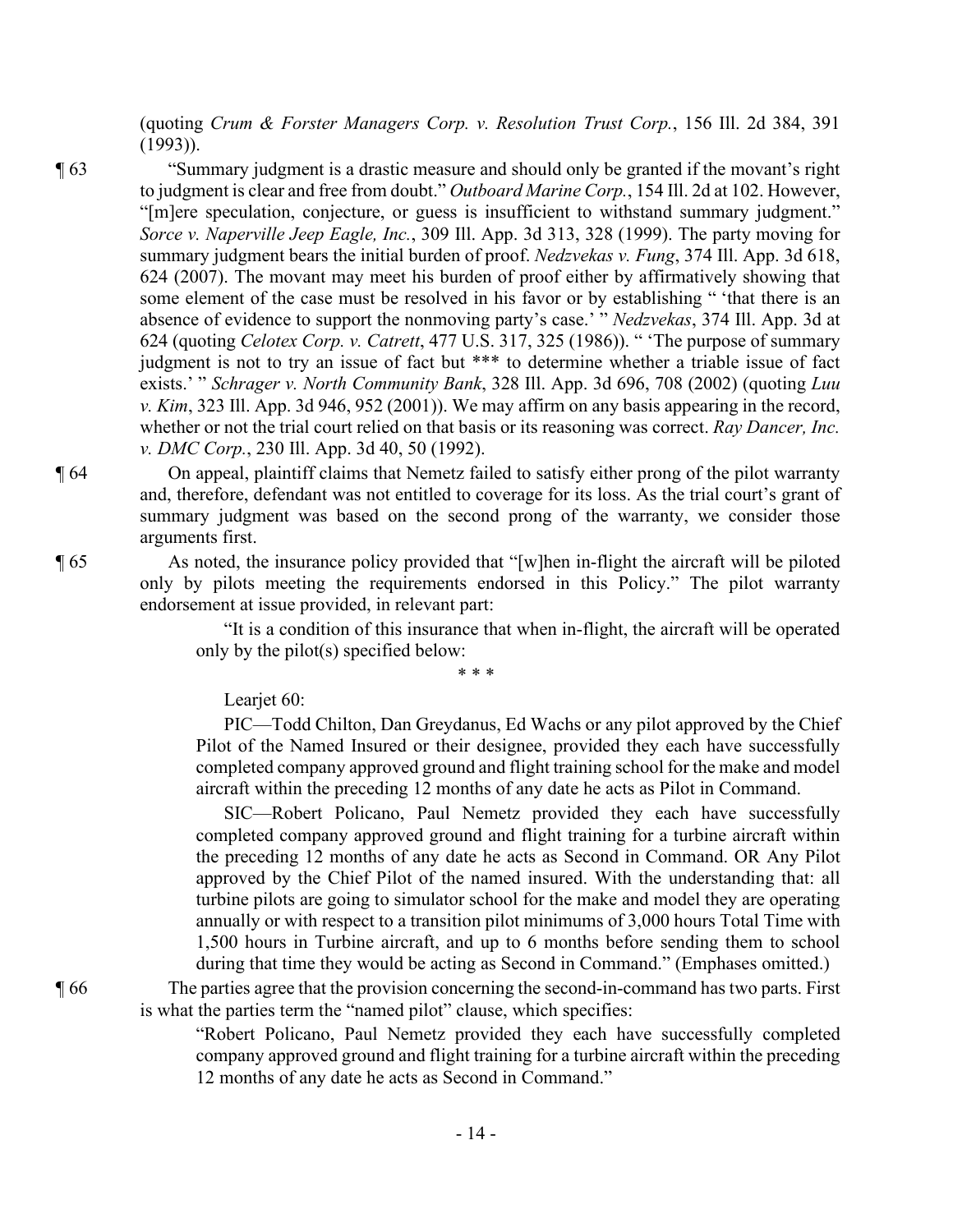(quoting *Crum & Forster Managers Corp. v. Resolution Trust Corp.*, 156 Ill. 2d 384, 391 (1993)).

¶ 63 "Summary judgment is a drastic measure and should only be granted if the movant's right to judgment is clear and free from doubt." *Outboard Marine Corp.*, 154 Ill. 2d at 102. However, "[m]ere speculation, conjecture, or guess is insufficient to withstand summary judgment." *Sorce v. Naperville Jeep Eagle, Inc.*, 309 Ill. App. 3d 313, 328 (1999). The party moving for summary judgment bears the initial burden of proof. *Nedzvekas v. Fung*, 374 Ill. App. 3d 618, 624 (2007). The movant may meet his burden of proof either by affirmatively showing that some element of the case must be resolved in his favor or by establishing " 'that there is an absence of evidence to support the nonmoving party's case.' " *Nedzvekas*, 374 Ill. App. 3d at 624 (quoting *Celotex Corp. v. Catrett*, 477 U.S. 317, 325 (1986)). " 'The purpose of summary judgment is not to try an issue of fact but *** to determine whether a triable issue of fact exists.' " *Schrager v. North Community Bank*, 328 Ill. App. 3d 696, 708 (2002) (quoting *Luu v. Kim*, 323 Ill. App. 3d 946, 952 (2001)). We may affirm on any basis appearing in the record, whether or not the trial court relied on that basis or its reasoning was correct. *Ray Dancer, Inc. v. DMC Corp.*, 230 Ill. App. 3d 40, 50 (1992).

¶ 64 On appeal, plaintiff claims that Nemetz failed to satisfy either prong of the pilot warranty and, therefore, defendant was not entitled to coverage for its loss. As the trial court's grant of summary judgment was based on the second prong of the warranty, we consider those arguments first.

¶ 65 As noted, the insurance policy provided that "[w]hen in-flight the aircraft will be piloted only by pilots meeting the requirements endorsed in this Policy." The pilot warranty endorsement at issue provided, in relevant part:

> "It is a condition of this insurance that when in-flight, the aircraft will be operated only by the pilot(s) specified below:
>
> \* \* \*
>
> Learjet 60:
>
> PIC—Todd Chilton, Dan Greydanus, Ed Wachs or any pilot approved by the Chief Pilot of the Named Insured or their designee, provided they each have successfully completed company approved ground and flight training school for the make and model aircraft within the preceding 12 months of any date he acts as Pilot in Command.
>
> SIC—Robert Policano, Paul Nemetz provided they each have successfully completed company approved ground and flight training for a turbine aircraft within the preceding 12 months of any date he acts as Second in Command. OR Any Pilot approved by the Chief Pilot of the named insured. With the understanding that: all turbine pilots are going to simulator school for the make and model they are operating annually or with respect to a transition pilot minimums of 3,000 hours Total Time with 1,500 hours in Turbine aircraft, and up to 6 months before sending them to school during that time they would be acting as Second in Command." (Emphases omitted.)

¶ 66 The parties agree that the provision concerning the second-in-command has two parts. First is what the parties term the "named pilot" clause, which specifies:

> "Robert Policano, Paul Nemetz provided they each have successfully completed company approved ground and flight training for a turbine aircraft within the preceding 12 months of any date he acts as Second in Command."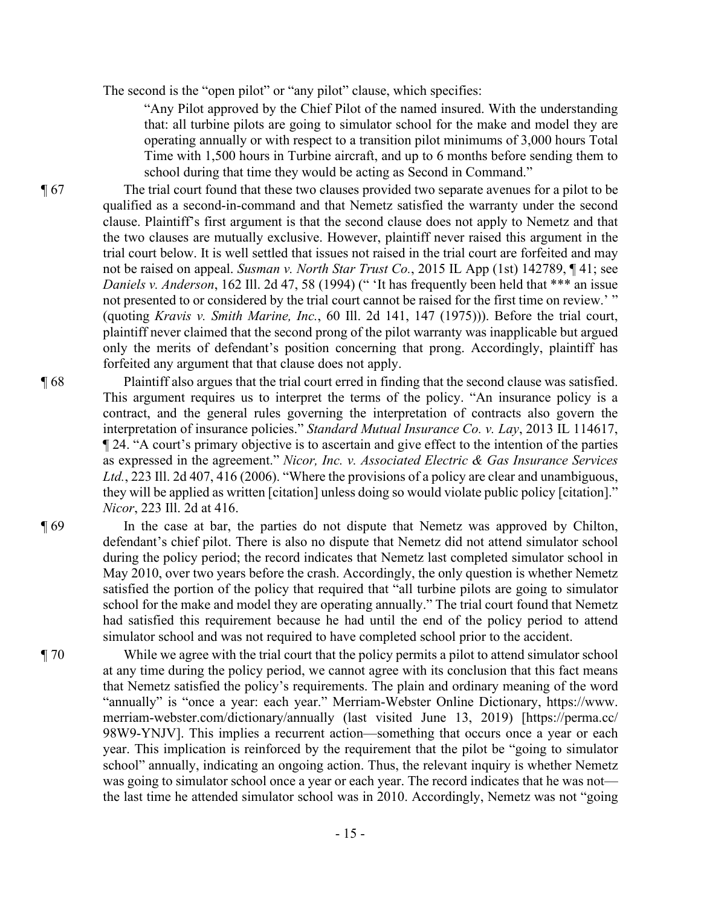The second is the "open pilot" or "any pilot" clause, which specifies:

> "Any Pilot approved by the Chief Pilot of the named insured. With the understanding that: all turbine pilots are going to simulator school for the make and model they are operating annually or with respect to a transition pilot minimums of 3,000 hours Total Time with 1,500 hours in Turbine aircraft, and up to 6 months before sending them to school during that time they would be acting as Second in Command."

¶ 67 The trial court found that these two clauses provided two separate avenues for a pilot to be qualified as a second-in-command and that Nemetz satisfied the warranty under the second clause. Plaintiff's first argument is that the second clause does not apply to Nemetz and that the two clauses are mutually exclusive. However, plaintiff never raised this argument in the trial court below. It is well settled that issues not raised in the trial court are forfeited and may not be raised on appeal. *Susman v. North Star Trust Co.*, 2015 IL App (1st) 142789, ¶ 41; see *Daniels v. Anderson*, 162 Ill. 2d 47, 58 (1994) (" 'It has frequently been held that *** an issue not presented to or considered by the trial court cannot be raised for the first time on review.' " (quoting *Kravis v. Smith Marine, Inc.*, 60 Ill. 2d 141, 147 (1975))). Before the trial court, plaintiff never claimed that the second prong of the pilot warranty was inapplicable but argued only the merits of defendant's position concerning that prong. Accordingly, plaintiff has forfeited any argument that that clause does not apply.

¶ 68 Plaintiff also argues that the trial court erred in finding that the second clause was satisfied. This argument requires us to interpret the terms of the policy. "An insurance policy is a contract, and the general rules governing the interpretation of contracts also govern the interpretation of insurance policies." *Standard Mutual Insurance Co. v. Lay*, 2013 IL 114617, ¶ 24. "A court's primary objective is to ascertain and give effect to the intention of the parties as expressed in the agreement." *Nicor, Inc. v. Associated Electric & Gas Insurance Services Ltd.*, 223 Ill. 2d 407, 416 (2006). "Where the provisions of a policy are clear and unambiguous, they will be applied as written [citation] unless doing so would violate public policy [citation]." *Nicor*, 223 Ill. 2d at 416.

¶ 69 In the case at bar, the parties do not dispute that Nemetz was approved by Chilton, defendant's chief pilot. There is also no dispute that Nemetz did not attend simulator school during the policy period; the record indicates that Nemetz last completed simulator school in May 2010, over two years before the crash. Accordingly, the only question is whether Nemetz satisfied the portion of the policy that required that "all turbine pilots are going to simulator school for the make and model they are operating annually." The trial court found that Nemetz had satisfied this requirement because he had until the end of the policy period to attend simulator school and was not required to have completed school prior to the accident.

¶ 70 While we agree with the trial court that the policy permits a pilot to attend simulator school at any time during the policy period, we cannot agree with its conclusion that this fact means that Nemetz satisfied the policy's requirements. The plain and ordinary meaning of the word "annually" is "once a year: each year." Merriam-Webster Online Dictionary, https://www.merriam-webster.com/dictionary/annually (last visited June 13, 2019) [https://perma.cc/98W9-YNJV]. This implies a recurrent action—something that occurs once a year or each year. This implication is reinforced by the requirement that the pilot be "going to simulator school" annually, indicating an ongoing action. Thus, the relevant inquiry is whether Nemetz was going to simulator school once a year or each year. The record indicates that he was not—the last time he attended simulator school was in 2010. Accordingly, Nemetz was not "going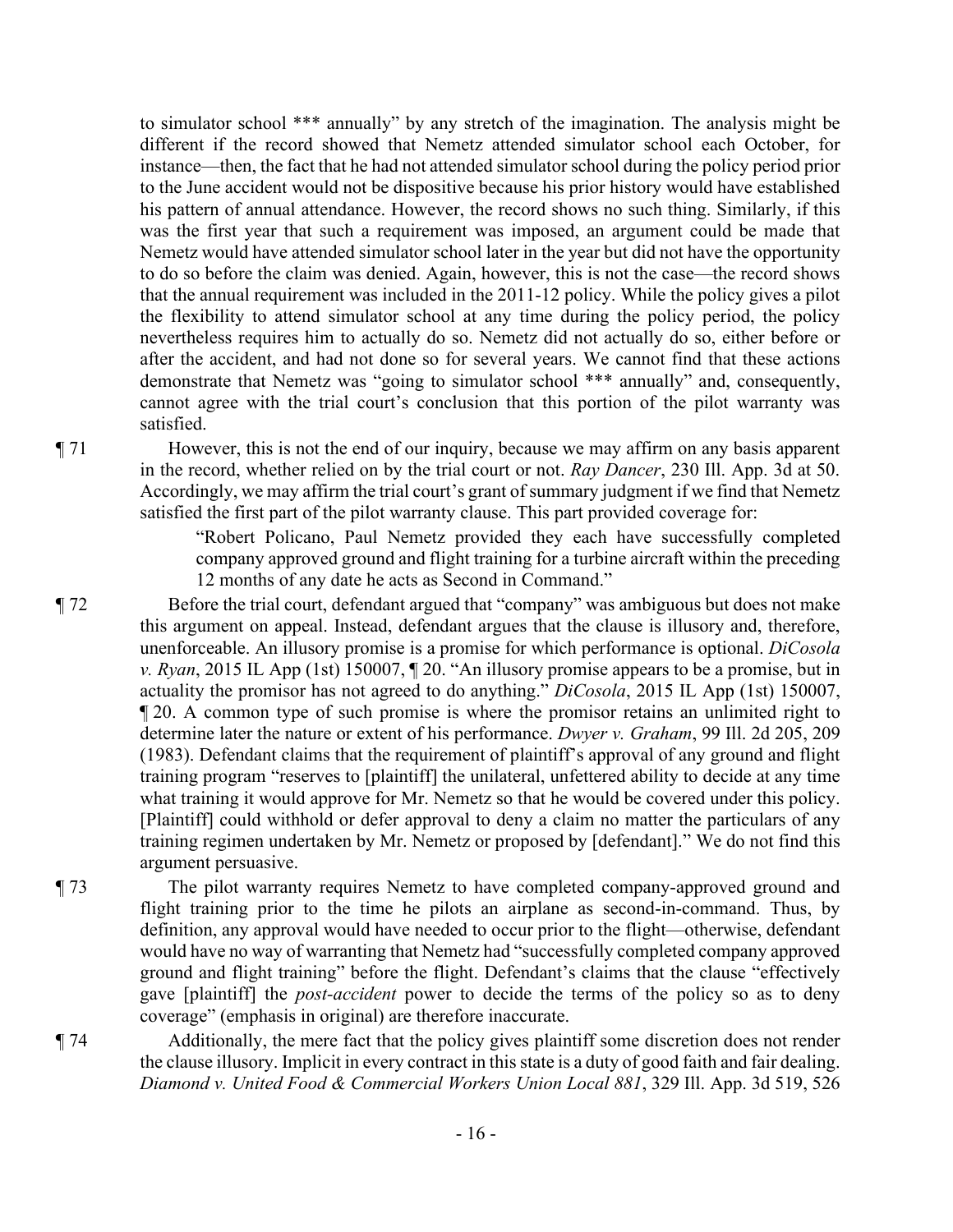to simulator school *** annually" by any stretch of the imagination. The analysis might be different if the record showed that Nemetz attended simulator school each October, for instance—then, the fact that he had not attended simulator school during the policy period prior to the June accident would not be dispositive because his prior history would have established his pattern of annual attendance. However, the record shows no such thing. Similarly, if this was the first year that such a requirement was imposed, an argument could be made that Nemetz would have attended simulator school later in the year but did not have the opportunity to do so before the claim was denied. Again, however, this is not the case—the record shows that the annual requirement was included in the 2011-12 policy. While the policy gives a pilot the flexibility to attend simulator school at any time during the policy period, the policy nevertheless requires him to actually do so. Nemetz did not actually do so, either before or after the accident, and had not done so for several years. We cannot find that these actions demonstrate that Nemetz was "going to simulator school *** annually" and, consequently, cannot agree with the trial court's conclusion that this portion of the pilot warranty was satisfied.

¶ 71 However, this is not the end of our inquiry, because we may affirm on any basis apparent in the record, whether relied on by the trial court or not. *Ray Dancer*, 230 Ill. App. 3d at 50. Accordingly, we may affirm the trial court's grant of summary judgment if we find that Nemetz satisfied the first part of the pilot warranty clause. This part provided coverage for:

> "Robert Policano, Paul Nemetz provided they each have successfully completed company approved ground and flight training for a turbine aircraft within the preceding 12 months of any date he acts as Second in Command."

¶ 72 Before the trial court, defendant argued that "company" was ambiguous but does not make this argument on appeal. Instead, defendant argues that the clause is illusory and, therefore, unenforceable. An illusory promise is a promise for which performance is optional. *DiCosola v. Ryan*, 2015 IL App (1st) 150007, ¶ 20. "An illusory promise appears to be a promise, but in actuality the promisor has not agreed to do anything." *DiCosola*, 2015 IL App (1st) 150007, ¶ 20. A common type of such promise is where the promisor retains an unlimited right to determine later the nature or extent of his performance. *Dwyer v. Graham*, 99 Ill. 2d 205, 209 (1983). Defendant claims that the requirement of plaintiff's approval of any ground and flight training program "reserves to [plaintiff] the unilateral, unfettered ability to decide at any time what training it would approve for Mr. Nemetz so that he would be covered under this policy. [Plaintiff] could withhold or defer approval to deny a claim no matter the particulars of any training regimen undertaken by Mr. Nemetz or proposed by [defendant]." We do not find this argument persuasive.

¶ 73 The pilot warranty requires Nemetz to have completed company-approved ground and flight training prior to the time he pilots an airplane as second-in-command. Thus, by definition, any approval would have needed to occur prior to the flight—otherwise, defendant would have no way of warranting that Nemetz had "successfully completed company approved ground and flight training" before the flight. Defendant's claims that the clause "effectively gave [plaintiff] the *post-accident* power to decide the terms of the policy so as to deny coverage" (emphasis in original) are therefore inaccurate.

¶ 74 Additionally, the mere fact that the policy gives plaintiff some discretion does not render the clause illusory. Implicit in every contract in this state is a duty of good faith and fair dealing. *Diamond v. United Food & Commercial Workers Union Local 881*, 329 Ill. App. 3d 519, 526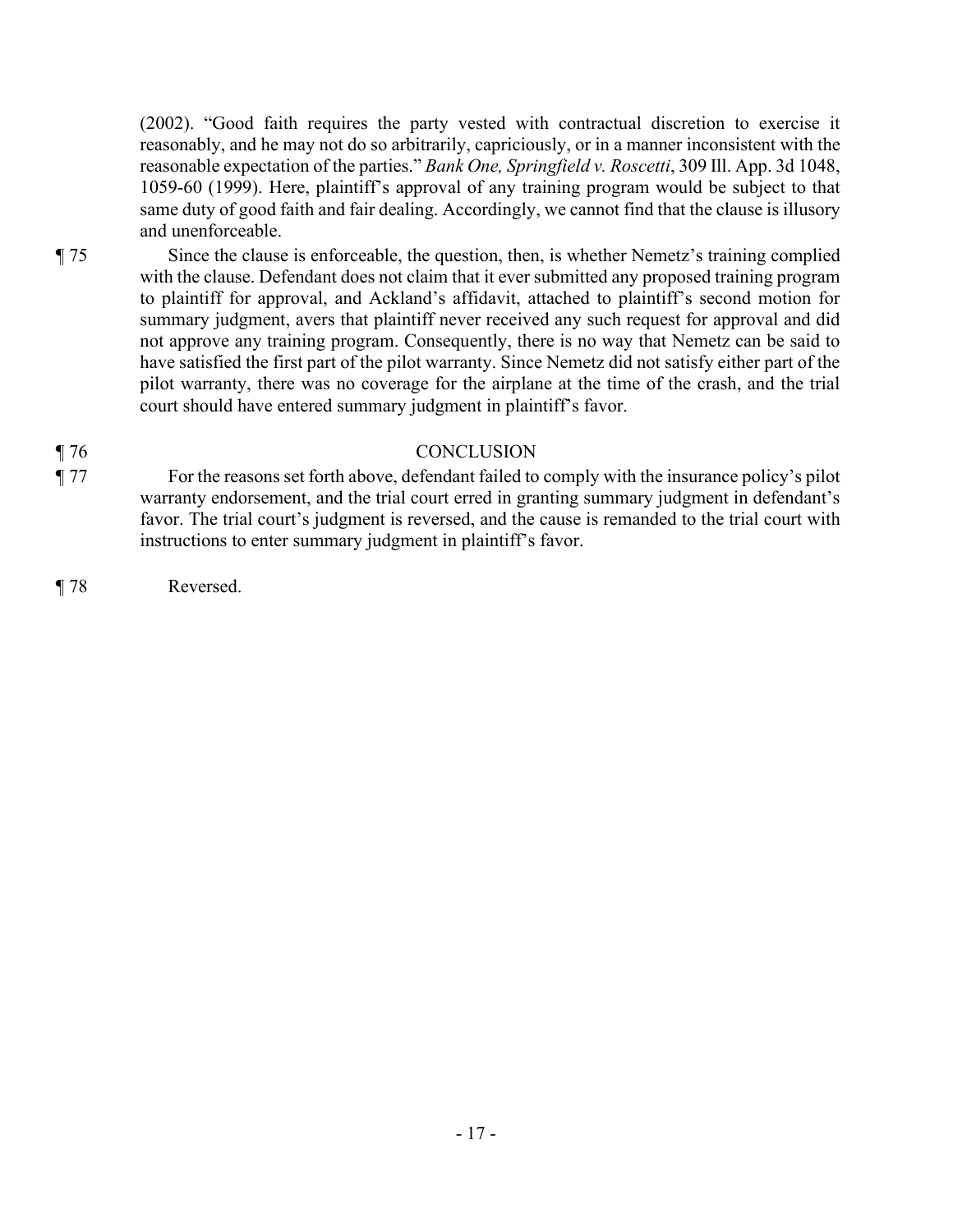(2002). "Good faith requires the party vested with contractual discretion to exercise it reasonably, and he may not do so arbitrarily, capriciously, or in a manner inconsistent with the reasonable expectation of the parties." *Bank One, Springfield v. Roscetti*, 309 Ill. App. 3d 1048, 1059-60 (1999). Here, plaintiff's approval of any training program would be subject to that same duty of good faith and fair dealing. Accordingly, we cannot find that the clause is illusory and unenforceable.

¶ 75 Since the clause is enforceable, the question, then, is whether Nemetz's training complied with the clause. Defendant does not claim that it ever submitted any proposed training program to plaintiff for approval, and Ackland's affidavit, attached to plaintiff's second motion for summary judgment, avers that plaintiff never received any such request for approval and did not approve any training program. Consequently, there is no way that Nemetz can be said to have satisfied the first part of the pilot warranty. Since Nemetz did not satisfy either part of the pilot warranty, there was no coverage for the airplane at the time of the crash, and the trial court should have entered summary judgment in plaintiff's favor.

¶ 76 CONCLUSION

¶ 77 For the reasons set forth above, defendant failed to comply with the insurance policy's pilot warranty endorsement, and the trial court erred in granting summary judgment in defendant's favor. The trial court's judgment is reversed, and the cause is remanded to the trial court with instructions to enter summary judgment in plaintiff's favor.

¶ 78 Reversed.